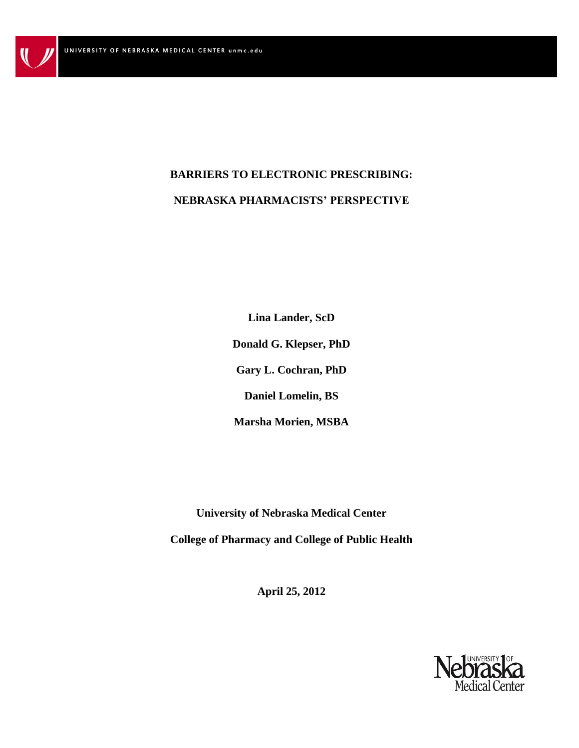UNIVERSITY OF NEBRASKA MEDICAL CENTER unmc.edu

# BARRIERS TO ELECTRONIC PRESCRIBING:

# NEBRASKA PHARMACISTS' PERSPECTIVE

**Lina Lander, ScD**

**Donald G. Klepser, PhD**

**Gary L. Cochran, PhD**

**Daniel Lomelin, BS**

**Marsha Morien, MSBA**

**University of Nebraska Medical Center**

**College of Pharmacy and College of Public Health**

**April 25, 2012**

University of Nebraska Medical Center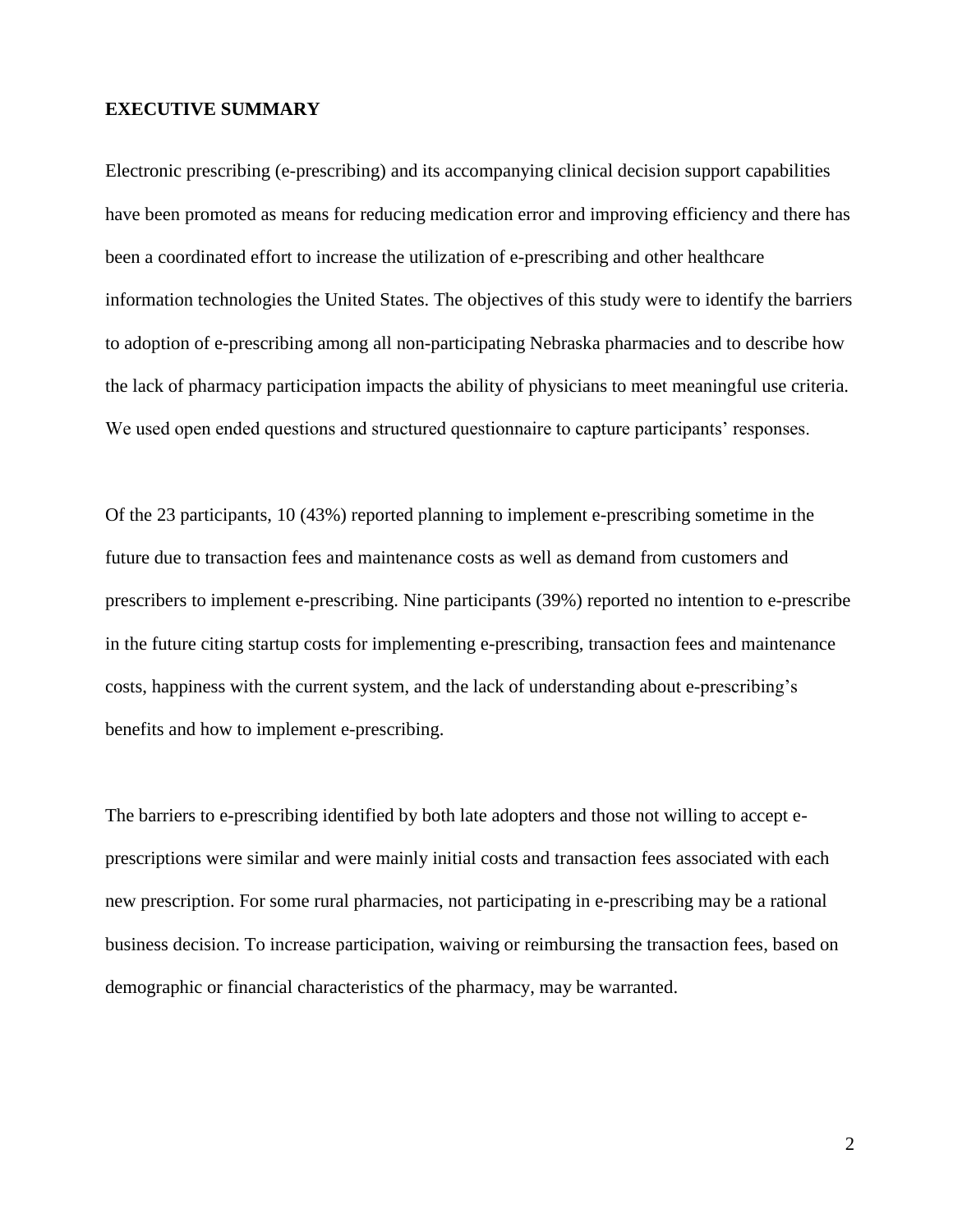## EXECUTIVE SUMMARY

Electronic prescribing (e-prescribing) and its accompanying clinical decision support capabilities have been promoted as means for reducing medication error and improving efficiency and there has been a coordinated effort to increase the utilization of e-prescribing and other healthcare information technologies the United States. The objectives of this study were to identify the barriers to adoption of e-prescribing among all non-participating Nebraska pharmacies and to describe how the lack of pharmacy participation impacts the ability of physicians to meet meaningful use criteria. We used open ended questions and structured questionnaire to capture participants' responses.

Of the 23 participants, 10 (43%) reported planning to implement e-prescribing sometime in the future due to transaction fees and maintenance costs as well as demand from customers and prescribers to implement e-prescribing. Nine participants (39%) reported no intention to e-prescribe in the future citing startup costs for implementing e-prescribing, transaction fees and maintenance costs, happiness with the current system, and the lack of understanding about e-prescribing's benefits and how to implement e-prescribing.

The barriers to e-prescribing identified by both late adopters and those not willing to accept e-prescriptions were similar and were mainly initial costs and transaction fees associated with each new prescription. For some rural pharmacies, not participating in e-prescribing may be a rational business decision. To increase participation, waiving or reimbursing the transaction fees, based on demographic or financial characteristics of the pharmacy, may be warranted.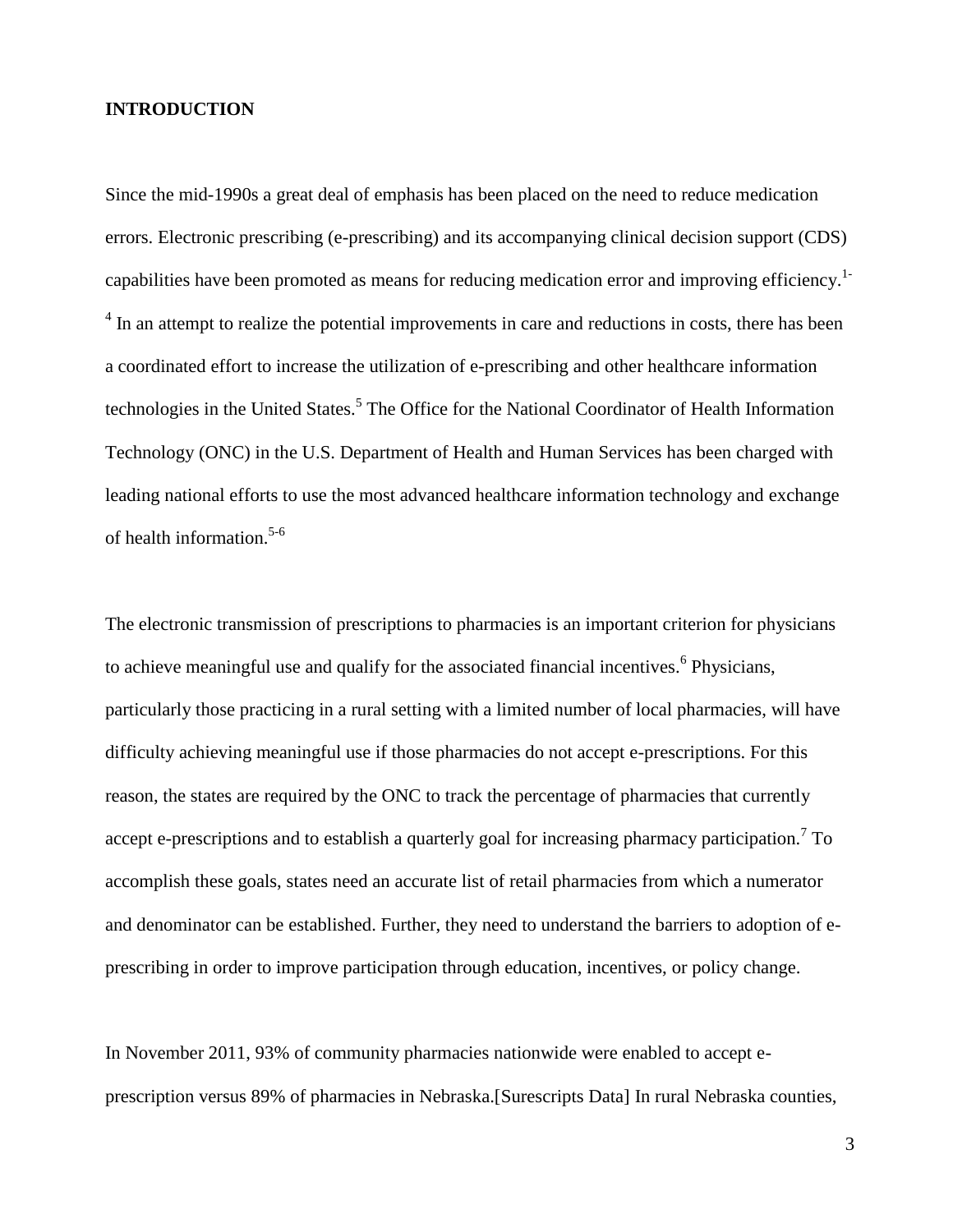## INTRODUCTION

Since the mid-1990s a great deal of emphasis has been placed on the need to reduce medication errors. Electronic prescribing (e-prescribing) and its accompanying clinical decision support (CDS) capabilities have been promoted as means for reducing medication error and improving efficiency.[1-4] In an attempt to realize the potential improvements in care and reductions in costs, there has been a coordinated effort to increase the utilization of e-prescribing and other healthcare information technologies in the United States.[5] The Office for the National Coordinator of Health Information Technology (ONC) in the U.S. Department of Health and Human Services has been charged with leading national efforts to use the most advanced healthcare information technology and exchange of health information.[5-6]

The electronic transmission of prescriptions to pharmacies is an important criterion for physicians to achieve meaningful use and qualify for the associated financial incentives.[6] Physicians, particularly those practicing in a rural setting with a limited number of local pharmacies, will have difficulty achieving meaningful use if those pharmacies do not accept e-prescriptions. For this reason, the states are required by the ONC to track the percentage of pharmacies that currently accept e-prescriptions and to establish a quarterly goal for increasing pharmacy participation.[7] To accomplish these goals, states need an accurate list of retail pharmacies from which a numerator and denominator can be established. Further, they need to understand the barriers to adoption of e-prescribing in order to improve participation through education, incentives, or policy change.

In November 2011, 93% of community pharmacies nationwide were enabled to accept e-prescription versus 89% of pharmacies in Nebraska.[Surescripts Data] In rural Nebraska counties,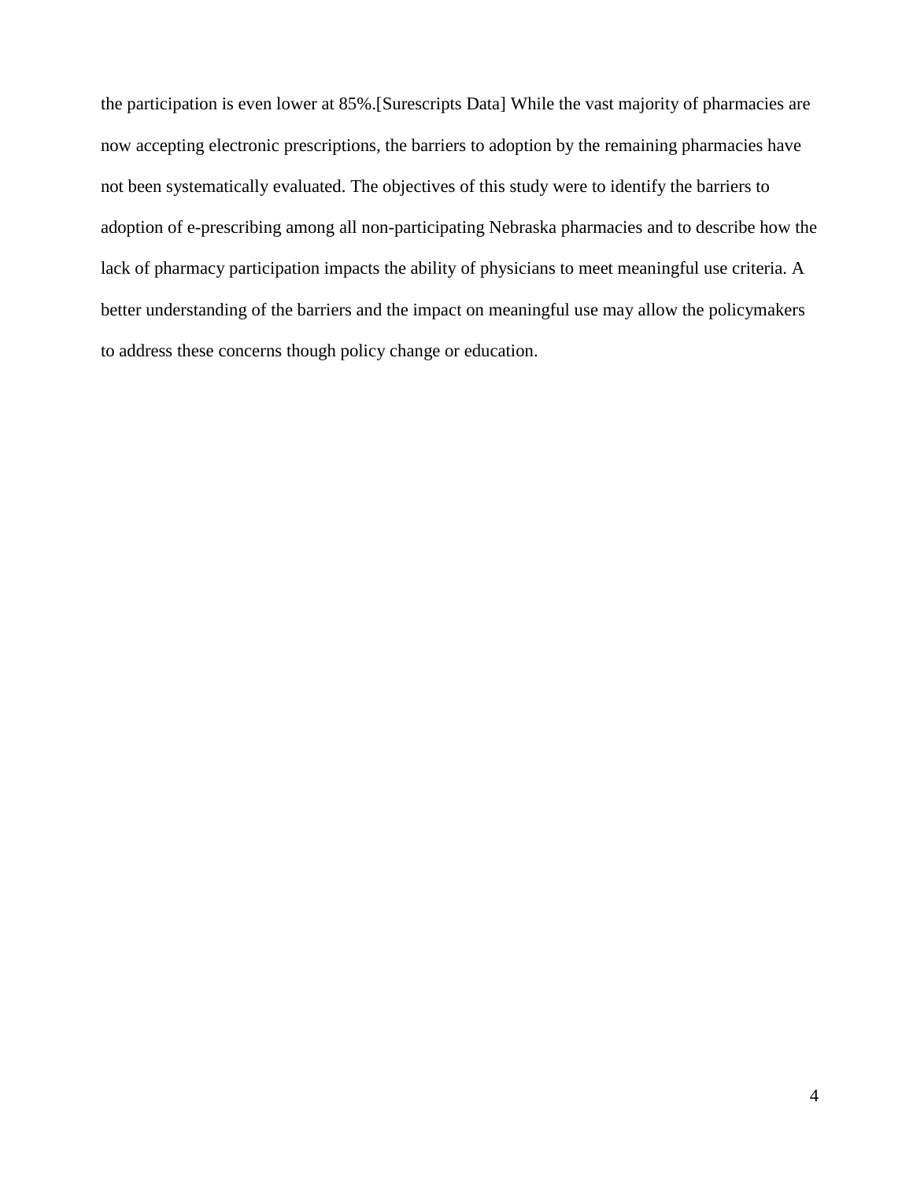the participation is even lower at 85%.[Surescripts Data] While the vast majority of pharmacies are now accepting electronic prescriptions, the barriers to adoption by the remaining pharmacies have not been systematically evaluated. The objectives of this study were to identify the barriers to adoption of e-prescribing among all non-participating Nebraska pharmacies and to describe how the lack of pharmacy participation impacts the ability of physicians to meet meaningful use criteria. A better understanding of the barriers and the impact on meaningful use may allow the policymakers to address these concerns though policy change or education.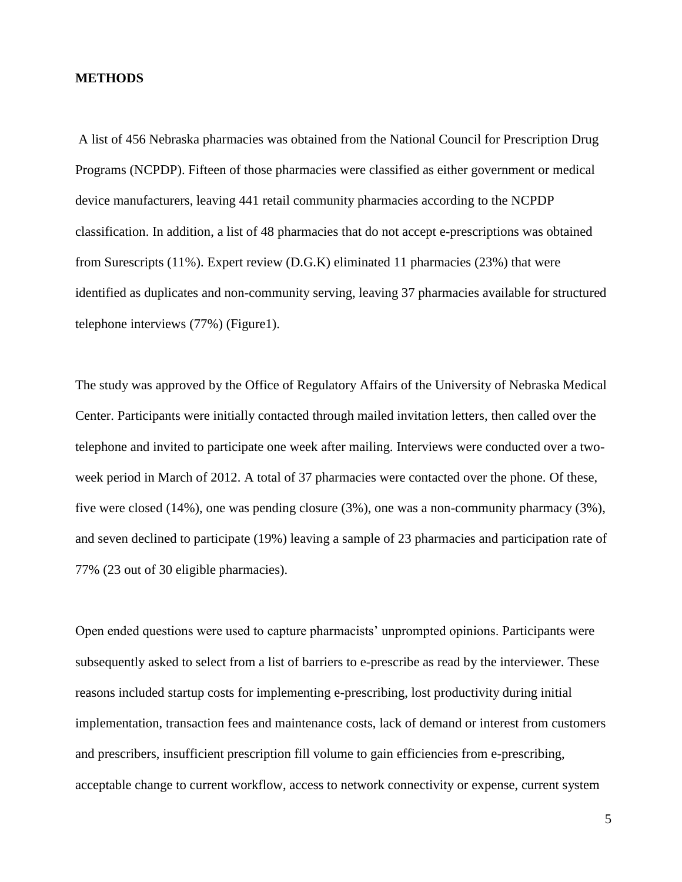## METHODS

A list of 456 Nebraska pharmacies was obtained from the National Council for Prescription Drug Programs (NCPDP). Fifteen of those pharmacies were classified as either government or medical device manufacturers, leaving 441 retail community pharmacies according to the NCPDP classification. In addition, a list of 48 pharmacies that do not accept e-prescriptions was obtained from Surescripts (11%). Expert review (D.G.K) eliminated 11 pharmacies (23%) that were identified as duplicates and non-community serving, leaving 37 pharmacies available for structured telephone interviews (77%) (Figure1).

The study was approved by the Office of Regulatory Affairs of the University of Nebraska Medical Center. Participants were initially contacted through mailed invitation letters, then called over the telephone and invited to participate one week after mailing. Interviews were conducted over a two-week period in March of 2012. A total of 37 pharmacies were contacted over the phone. Of these, five were closed (14%), one was pending closure (3%), one was a non-community pharmacy (3%), and seven declined to participate (19%) leaving a sample of 23 pharmacies and participation rate of 77% (23 out of 30 eligible pharmacies).

Open ended questions were used to capture pharmacists' unprompted opinions. Participants were subsequently asked to select from a list of barriers to e-prescribe as read by the interviewer. These reasons included startup costs for implementing e-prescribing, lost productivity during initial implementation, transaction fees and maintenance costs, lack of demand or interest from customers and prescribers, insufficient prescription fill volume to gain efficiencies from e-prescribing, acceptable change to current workflow, access to network connectivity or expense, current system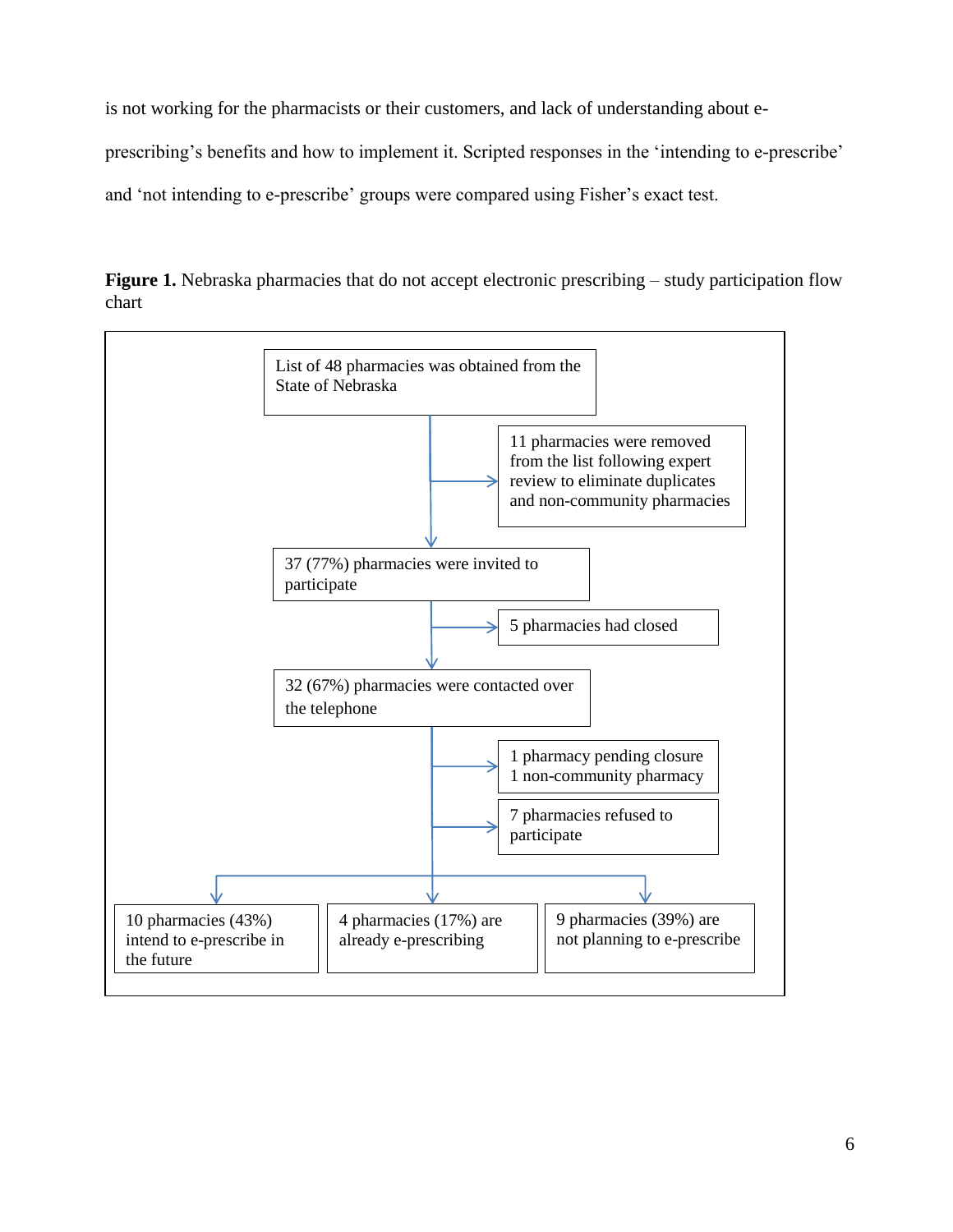is not working for the pharmacists or their customers, and lack of understanding about e-prescribing's benefits and how to implement it. Scripted responses in the 'intending to e-prescribe' and 'not intending to e-prescribe' groups were compared using Fisher's exact test.

**Figure 1.** Nebraska pharmacies that do not accept electronic prescribing – study participation flow chart

List of 48 pharmacies was obtained from the State of Nebraska

→ 11 pharmacies were removed from the list following expert review to eliminate duplicates and non-community pharmacies

37 (77%) pharmacies were invited to participate

→ 5 pharmacies had closed

32 (67%) pharmacies were contacted over the telephone

→ 1 pharmacy pending closure
1 non-community pharmacy

→ 7 pharmacies refused to participate

- 10 pharmacies (43%) intend to e-prescribe in the future
- 4 pharmacies (17%) are already e-prescribing
- 9 pharmacies (39%) are not planning to e-prescribe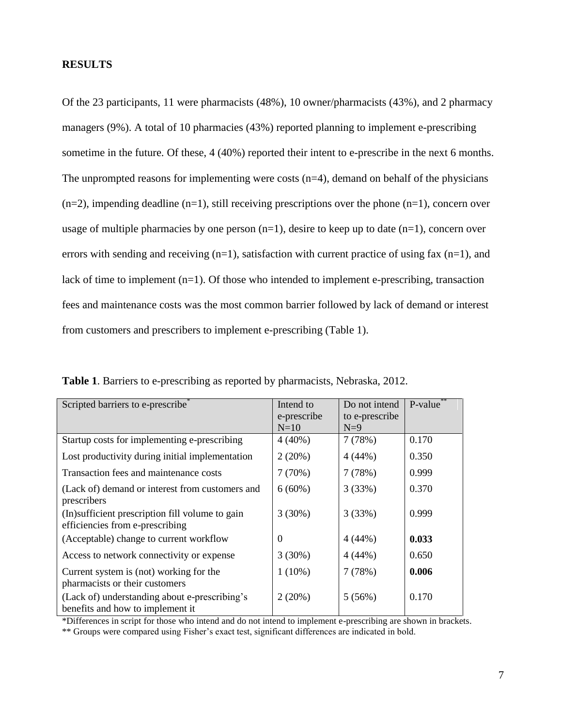## RESULTS

Of the 23 participants, 11 were pharmacists (48%), 10 owner/pharmacists (43%), and 2 pharmacy managers (9%). A total of 10 pharmacies (43%) reported planning to implement e-prescribing sometime in the future. Of these, 4 (40%) reported their intent to e-prescribe in the next 6 months. The unprompted reasons for implementing were costs (n=4), demand on behalf of the physicians (n=2), impending deadline (n=1), still receiving prescriptions over the phone (n=1), concern over usage of multiple pharmacies by one person (n=1), desire to keep up to date (n=1), concern over errors with sending and receiving (n=1), satisfaction with current practice of using fax (n=1), and lack of time to implement (n=1). Of those who intended to implement e-prescribing, transaction fees and maintenance costs was the most common barrier followed by lack of demand or interest from customers and prescribers to implement e-prescribing (Table 1).

**Table 1**. Barriers to e-prescribing as reported by pharmacists, Nebraska, 2012.

| Scripted barriers to e-prescribe* | Intend to e-prescribe N=10 | Do not intend to e-prescribe N=9 | P-value** |
|---|---|---|---|
| Startup costs for implementing e-prescribing | 4 (40%) | 7 (78%) | 0.170 |
| Lost productivity during initial implementation | 2 (20%) | 4 (44%) | 0.350 |
| Transaction fees and maintenance costs | 7 (70%) | 7 (78%) | 0.999 |
| (Lack of) demand or interest from customers and prescribers | 6 (60%) | 3 (33%) | 0.370 |
| (In)sufficient prescription fill volume to gain efficiencies from e-prescribing | 3 (30%) | 3 (33%) | 0.999 |
| (Acceptable) change to current workflow | 0 | 4 (44%) | **0.033** |
| Access to network connectivity or expense | 3 (30%) | 4 (44%) | 0.650 |
| Current system is (not) working for the pharmacists or their customers | 1 (10%) | 7 (78%) | **0.006** |
| (Lack of) understanding about e-prescribing's benefits and how to implement it | 2 (20%) | 5 (56%) | 0.170 |

*Differences in script for those who intend and do not intend to implement e-prescribing are shown in brackets.
** Groups were compared using Fisher's exact test, significant differences are indicated in bold.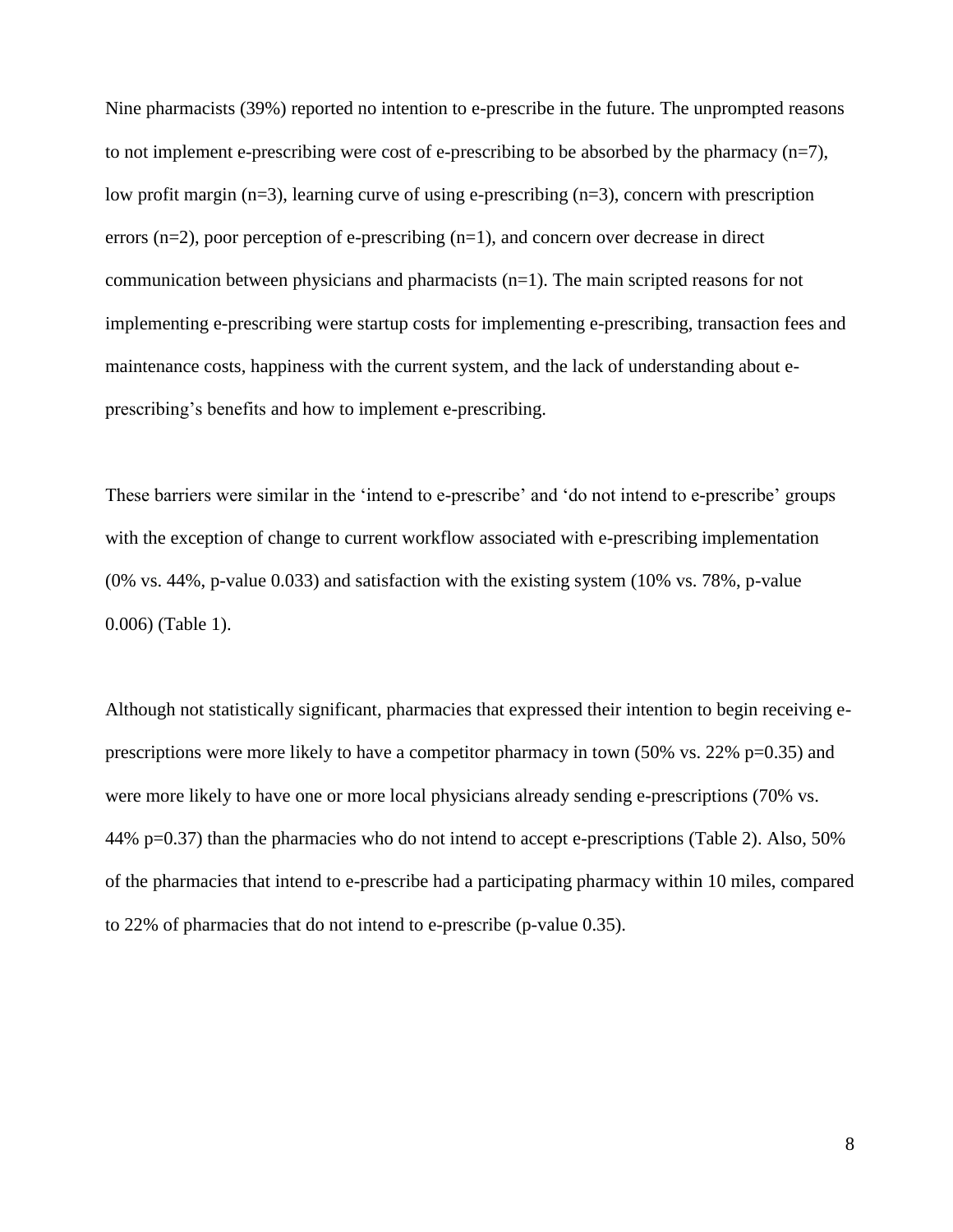Nine pharmacists (39%) reported no intention to e-prescribe in the future. The unprompted reasons to not implement e-prescribing were cost of e-prescribing to be absorbed by the pharmacy (n=7), low profit margin (n=3), learning curve of using e-prescribing (n=3), concern with prescription errors (n=2), poor perception of e-prescribing (n=1), and concern over decrease in direct communication between physicians and pharmacists (n=1). The main scripted reasons for not implementing e-prescribing were startup costs for implementing e-prescribing, transaction fees and maintenance costs, happiness with the current system, and the lack of understanding about e-prescribing's benefits and how to implement e-prescribing.

These barriers were similar in the 'intend to e-prescribe' and 'do not intend to e-prescribe' groups with the exception of change to current workflow associated with e-prescribing implementation (0% vs. 44%, p-value 0.033) and satisfaction with the existing system (10% vs. 78%, p-value 0.006) (Table 1).

Although not statistically significant, pharmacies that expressed their intention to begin receiving e-prescriptions were more likely to have a competitor pharmacy in town (50% vs. 22% p=0.35) and were more likely to have one or more local physicians already sending e-prescriptions (70% vs. 44% p=0.37) than the pharmacies who do not intend to accept e-prescriptions (Table 2). Also, 50% of the pharmacies that intend to e-prescribe had a participating pharmacy within 10 miles, compared to 22% of pharmacies that do not intend to e-prescribe (p-value 0.35).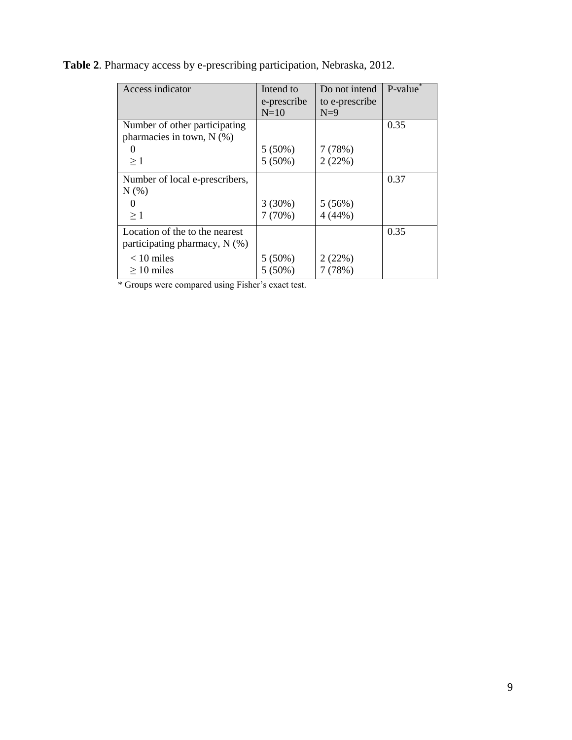**Table 2**. Pharmacy access by e-prescribing participation, Nebraska, 2012.

| Access indicator | Intend to e-prescribe N=10 | Do not intend to e-prescribe N=9 | P-value* |
|---|---|---|---|
| Number of other participating pharmacies in town, N (%) | | | 0.35 |
| 0 | 5 (50%) | 7 (78%) | |
| ≥ 1 | 5 (50%) | 2 (22%) | |
| Number of local e-prescribers, N (%) | | | 0.37 |
| 0 | 3 (30%) | 5 (56%) | |
| ≥ 1 | 7 (70%) | 4 (44%) | |
| Location of the to the nearest participating pharmacy, N (%) | | | 0.35 |
| < 10 miles | 5 (50%) | 2 (22%) | |
| ≥ 10 miles | 5 (50%) | 7 (78%) | |

* Groups were compared using Fisher's exact test.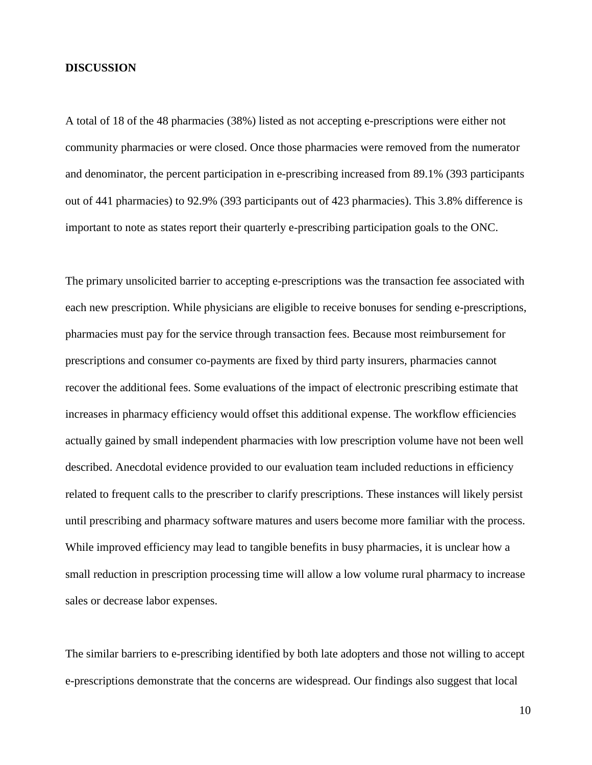**DISCUSSION**

A total of 18 of the 48 pharmacies (38%) listed as not accepting e-prescriptions were either not community pharmacies or were closed. Once those pharmacies were removed from the numerator and denominator, the percent participation in e-prescribing increased from 89.1% (393 participants out of 441 pharmacies) to 92.9% (393 participants out of 423 pharmacies). This 3.8% difference is important to note as states report their quarterly e-prescribing participation goals to the ONC.

The primary unsolicited barrier to accepting e-prescriptions was the transaction fee associated with each new prescription. While physicians are eligible to receive bonuses for sending e-prescriptions, pharmacies must pay for the service through transaction fees. Because most reimbursement for prescriptions and consumer co-payments are fixed by third party insurers, pharmacies cannot recover the additional fees. Some evaluations of the impact of electronic prescribing estimate that increases in pharmacy efficiency would offset this additional expense. The workflow efficiencies actually gained by small independent pharmacies with low prescription volume have not been well described. Anecdotal evidence provided to our evaluation team included reductions in efficiency related to frequent calls to the prescriber to clarify prescriptions. These instances will likely persist until prescribing and pharmacy software matures and users become more familiar with the process. While improved efficiency may lead to tangible benefits in busy pharmacies, it is unclear how a small reduction in prescription processing time will allow a low volume rural pharmacy to increase sales or decrease labor expenses.

The similar barriers to e-prescribing identified by both late adopters and those not willing to accept e-prescriptions demonstrate that the concerns are widespread. Our findings also suggest that local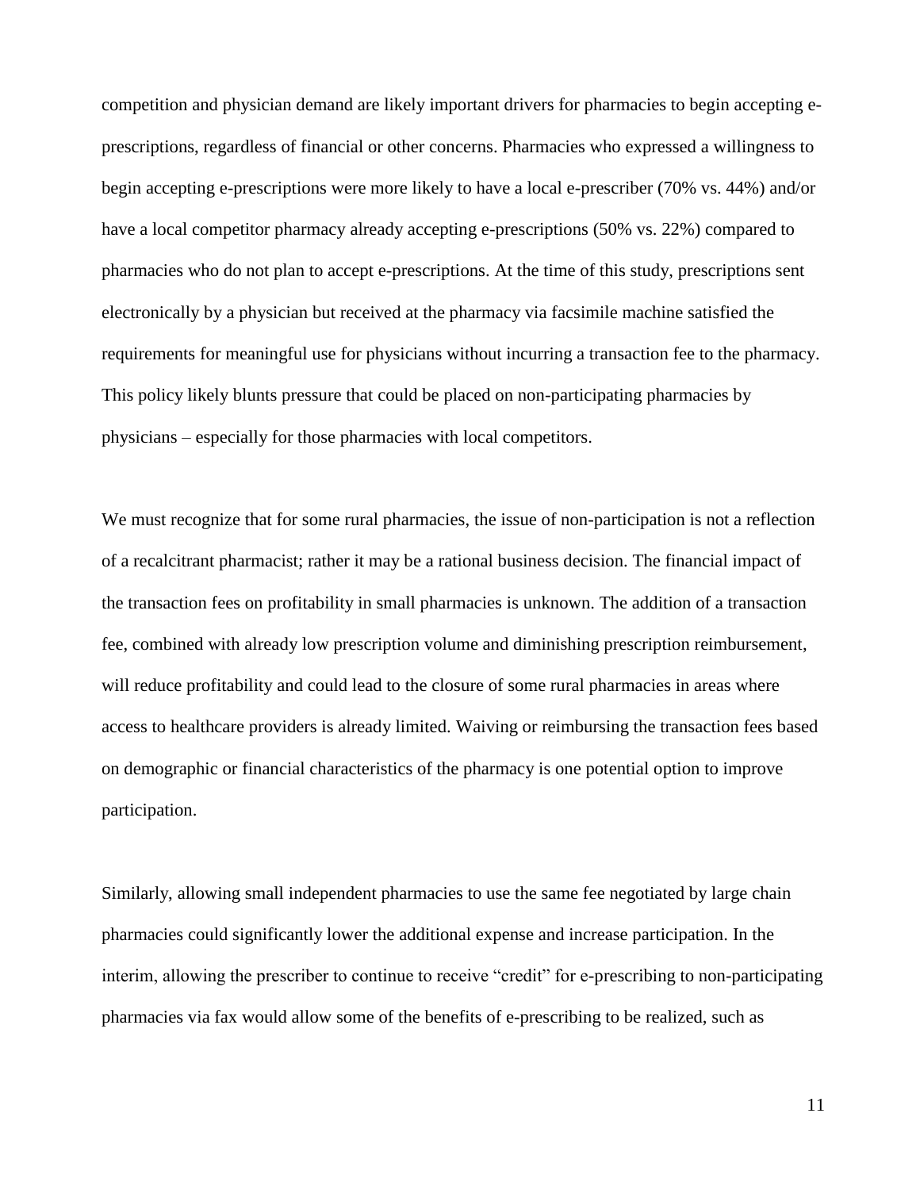competition and physician demand are likely important drivers for pharmacies to begin accepting e-prescriptions, regardless of financial or other concerns. Pharmacies who expressed a willingness to begin accepting e-prescriptions were more likely to have a local e-prescriber (70% vs. 44%) and/or have a local competitor pharmacy already accepting e-prescriptions (50% vs. 22%) compared to pharmacies who do not plan to accept e-prescriptions. At the time of this study, prescriptions sent electronically by a physician but received at the pharmacy via facsimile machine satisfied the requirements for meaningful use for physicians without incurring a transaction fee to the pharmacy. This policy likely blunts pressure that could be placed on non-participating pharmacies by physicians – especially for those pharmacies with local competitors.

We must recognize that for some rural pharmacies, the issue of non-participation is not a reflection of a recalcitrant pharmacist; rather it may be a rational business decision. The financial impact of the transaction fees on profitability in small pharmacies is unknown. The addition of a transaction fee, combined with already low prescription volume and diminishing prescription reimbursement, will reduce profitability and could lead to the closure of some rural pharmacies in areas where access to healthcare providers is already limited. Waiving or reimbursing the transaction fees based on demographic or financial characteristics of the pharmacy is one potential option to improve participation.

Similarly, allowing small independent pharmacies to use the same fee negotiated by large chain pharmacies could significantly lower the additional expense and increase participation. In the interim, allowing the prescriber to continue to receive "credit" for e-prescribing to non-participating pharmacies via fax would allow some of the benefits of e-prescribing to be realized, such as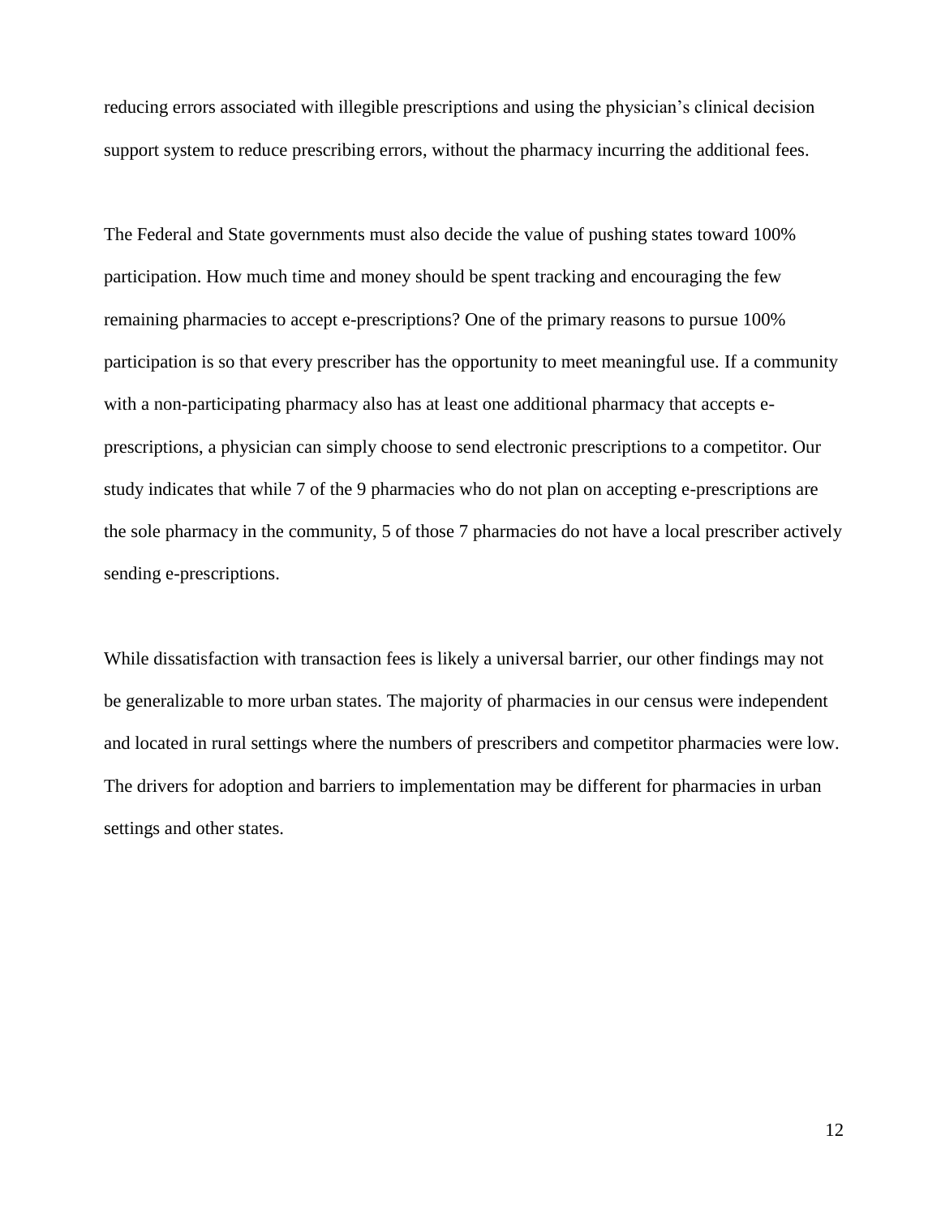reducing errors associated with illegible prescriptions and using the physician's clinical decision support system to reduce prescribing errors, without the pharmacy incurring the additional fees.

The Federal and State governments must also decide the value of pushing states toward 100% participation. How much time and money should be spent tracking and encouraging the few remaining pharmacies to accept e-prescriptions? One of the primary reasons to pursue 100% participation is so that every prescriber has the opportunity to meet meaningful use. If a community with a non-participating pharmacy also has at least one additional pharmacy that accepts e-prescriptions, a physician can simply choose to send electronic prescriptions to a competitor. Our study indicates that while 7 of the 9 pharmacies who do not plan on accepting e-prescriptions are the sole pharmacy in the community, 5 of those 7 pharmacies do not have a local prescriber actively sending e-prescriptions.

While dissatisfaction with transaction fees is likely a universal barrier, our other findings may not be generalizable to more urban states. The majority of pharmacies in our census were independent and located in rural settings where the numbers of prescribers and competitor pharmacies were low. The drivers for adoption and barriers to implementation may be different for pharmacies in urban settings and other states.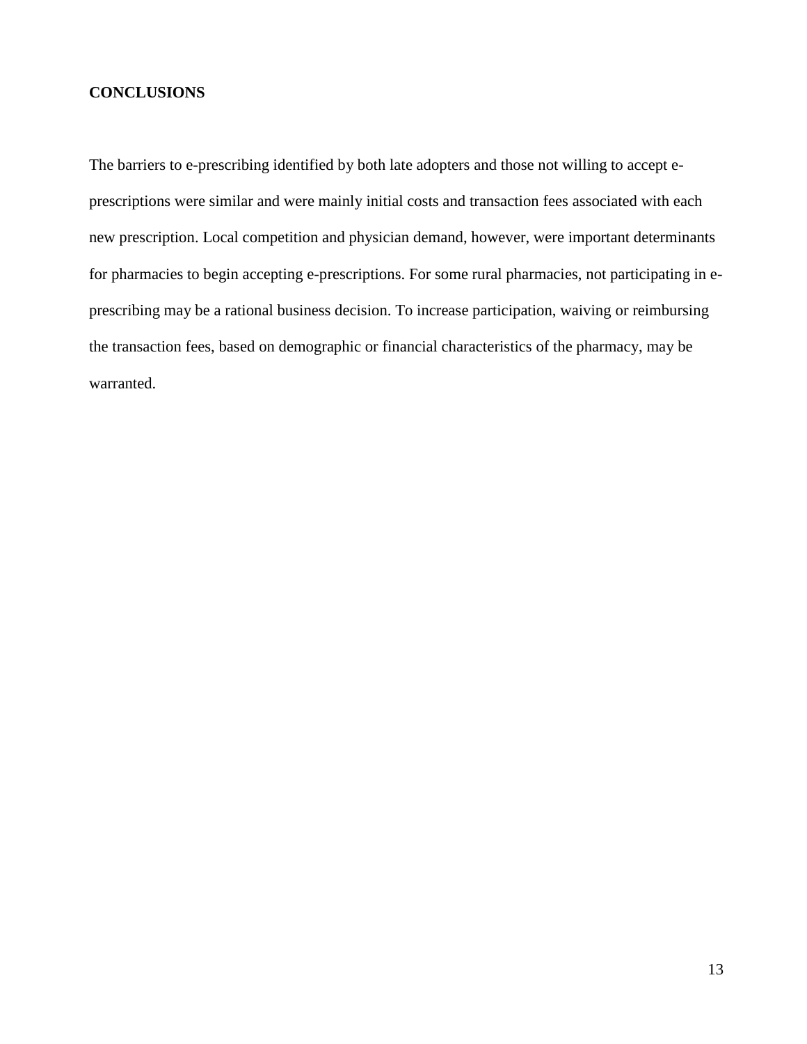## CONCLUSIONS

The barriers to e-prescribing identified by both late adopters and those not willing to accept e-prescriptions were similar and were mainly initial costs and transaction fees associated with each new prescription. Local competition and physician demand, however, were important determinants for pharmacies to begin accepting e-prescriptions. For some rural pharmacies, not participating in e-prescribing may be a rational business decision. To increase participation, waiving or reimbursing the transaction fees, based on demographic or financial characteristics of the pharmacy, may be warranted.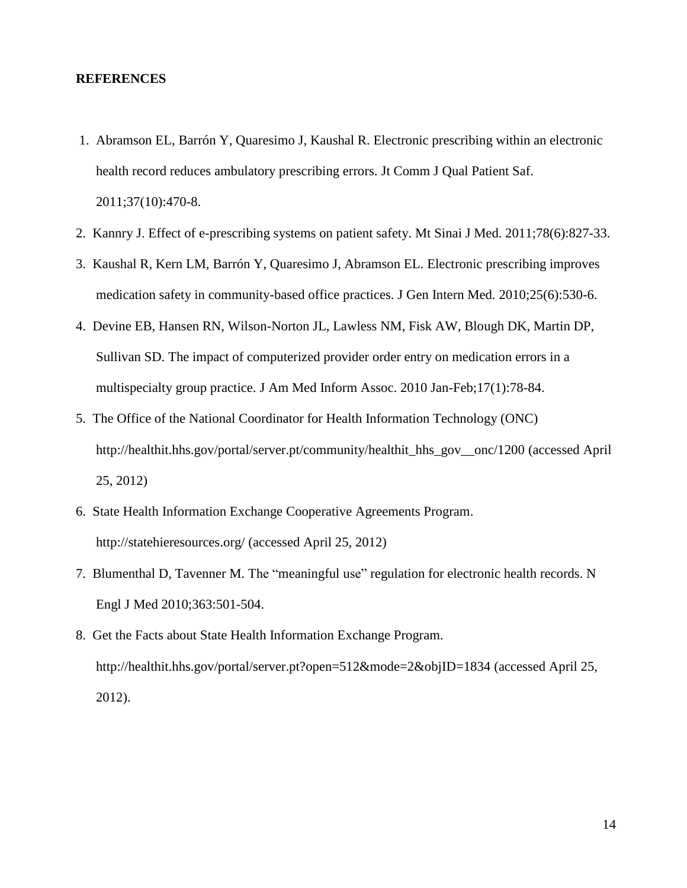**REFERENCES**

1. Abramson EL, Barrón Y, Quaresimo J, Kaushal R. Electronic prescribing within an electronic health record reduces ambulatory prescribing errors. Jt Comm J Qual Patient Saf. 2011;37(10):470-8.
2. Kannry J. Effect of e-prescribing systems on patient safety. Mt Sinai J Med. 2011;78(6):827-33.
3. Kaushal R, Kern LM, Barrón Y, Quaresimo J, Abramson EL. Electronic prescribing improves medication safety in community-based office practices. J Gen Intern Med. 2010;25(6):530-6.
4. Devine EB, Hansen RN, Wilson-Norton JL, Lawless NM, Fisk AW, Blough DK, Martin DP, Sullivan SD. The impact of computerized provider order entry on medication errors in a multispecialty group practice. J Am Med Inform Assoc. 2010 Jan-Feb;17(1):78-84.
5. The Office of the National Coordinator for Health Information Technology (ONC) http://healthit.hhs.gov/portal/server.pt/community/healthit_hhs_gov__onc/1200 (accessed April 25, 2012)
6. State Health Information Exchange Cooperative Agreements Program. http://statehieresources.org/ (accessed April 25, 2012)
7. Blumenthal D, Tavenner M. The "meaningful use" regulation for electronic health records. N Engl J Med 2010;363:501-504.
8. Get the Facts about State Health Information Exchange Program. http://healthit.hhs.gov/portal/server.pt?open=512&mode=2&objID=1834 (accessed April 25, 2012).